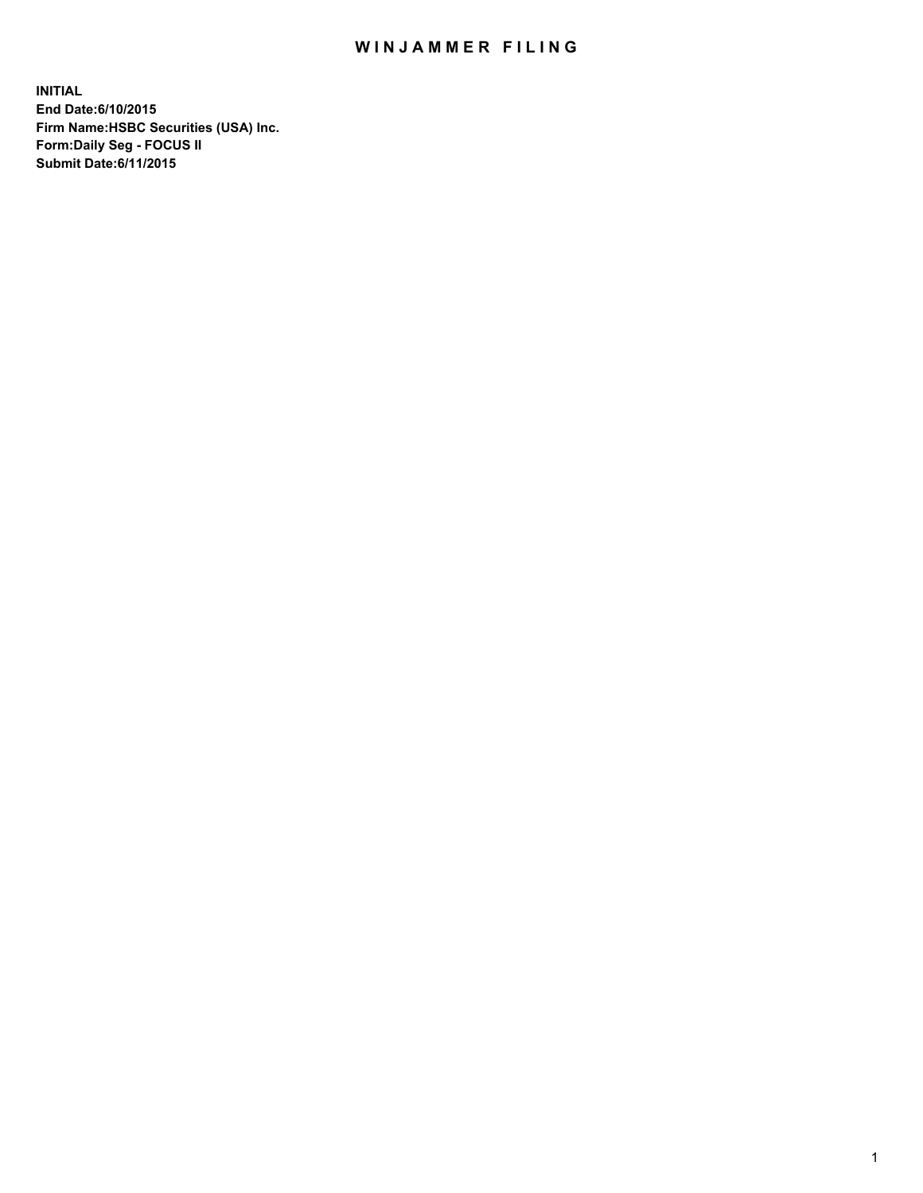# WINJAMMER FILING

**INITIAL**
**End Date:6/10/2015**
**Firm Name:HSBC Securities (USA) Inc.**
**Form:Daily Seg - FOCUS II**
**Submit Date:6/11/2015**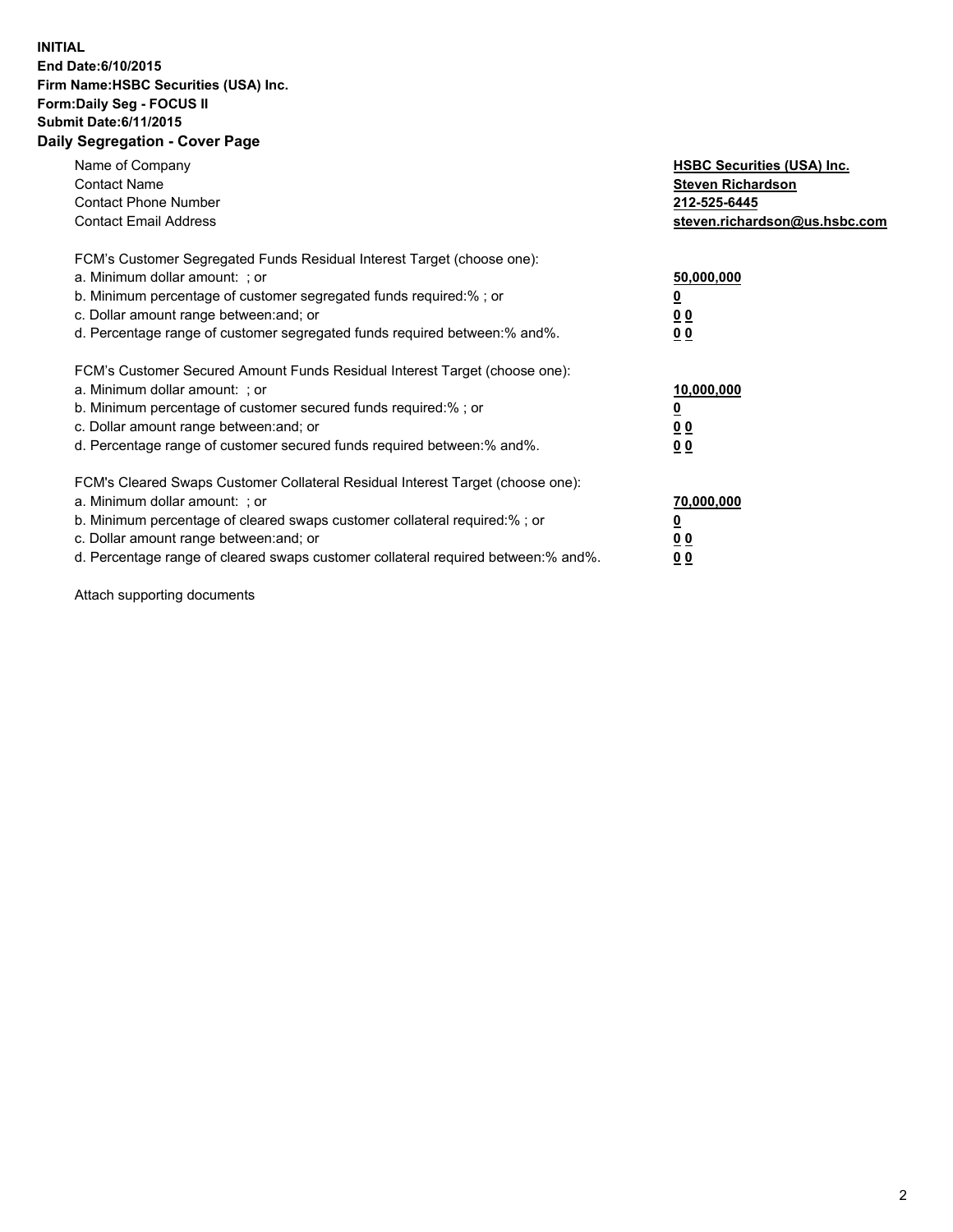**INITIAL**
**End Date:6/10/2015**
**Firm Name:HSBC Securities (USA) Inc.**
**Form:Daily Seg - FOCUS II**
**Submit Date:6/11/2015**

## Daily Segregation - Cover Page

| | |
|---|---|
| Name of Company | **HSBC Securities (USA) Inc.** |
| Contact Name | **Steven Richardson** |
| Contact Phone Number | **212-525-6445** |
| Contact Email Address | **steven.richardson@us.hsbc.com** |

| | |
|---|---|
| FCM's Customer Segregated Funds Residual Interest Target (choose one): | |
| a. Minimum dollar amount: ; or | **50,000,000** |
| b. Minimum percentage of customer segregated funds required:% ; or | **0** |
| c. Dollar amount range between:and; or | **0 0** |
| d. Percentage range of customer segregated funds required between:% and%. | **0 0** |

| | |
|---|---|
| FCM's Customer Secured Amount Funds Residual Interest Target (choose one): | |
| a. Minimum dollar amount: ; or | **10,000,000** |
| b. Minimum percentage of customer secured funds required:% ; or | **0** |
| c. Dollar amount range between:and; or | **0 0** |
| d. Percentage range of customer secured funds required between:% and%. | **0 0** |

| | |
|---|---|
| FCM's Cleared Swaps Customer Collateral Residual Interest Target (choose one): | |
| a. Minimum dollar amount: ; or | **70,000,000** |
| b. Minimum percentage of cleared swaps customer collateral required:% ; or | **0** |
| c. Dollar amount range between:and; or | **0 0** |
| d. Percentage range of cleared swaps customer collateral required between:% and%. | **0 0** |

Attach supporting documents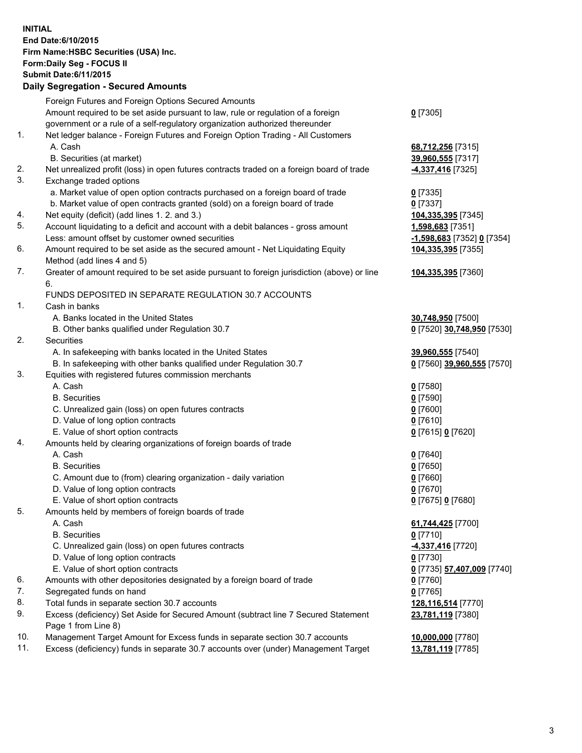**INITIAL**
**End Date:6/10/2015**
**Firm Name:HSBC Securities (USA) Inc.**
**Form:Daily Seg - FOCUS II**
**Submit Date:6/11/2015**

## Daily Segregation - Secured Amounts

| | | |
|---|---|---|
| | Foreign Futures and Foreign Options Secured Amounts | |
| | Amount required to be set aside pursuant to law, rule or regulation of a foreign government or a rule of a self-regulatory organization authorized thereunder | **0** [7305] |
| 1. | Net ledger balance - Foreign Futures and Foreign Option Trading - All Customers | |
| | A. Cash | **68,712,256** [7315] |
| | B. Securities (at market) | **39,960,555** [7317] |
| 2. | Net unrealized profit (loss) in open futures contracts traded on a foreign board of trade | **-4,337,416** [7325] |
| 3. | Exchange traded options | |
| | a. Market value of open option contracts purchased on a foreign board of trade | **0** [7335] |
| | b. Market value of open contracts granted (sold) on a foreign board of trade | **0** [7337] |
| 4. | Net equity (deficit) (add lines 1. 2. and 3.) | **104,335,395** [7345] |
| 5. | Account liquidating to a deficit and account with a debit balances - gross amount | **1,598,683** [7351] |
| | Less: amount offset by customer owned securities | **-1,598,683** [7352] **0** [7354] |
| 6. | Amount required to be set aside as the secured amount - Net Liquidating Equity Method (add lines 4 and 5) | **104,335,395** [7355] |
| 7. | Greater of amount required to be set aside pursuant to foreign jurisdiction (above) or line 6. | **104,335,395** [7360] |
| | FUNDS DEPOSITED IN SEPARATE REGULATION 30.7 ACCOUNTS | |
| 1. | Cash in banks | |
| | A. Banks located in the United States | **30,748,950** [7500] |
| | B. Other banks qualified under Regulation 30.7 | **0** [7520] **30,748,950** [7530] |
| 2. | Securities | |
| | A. In safekeeping with banks located in the United States | **39,960,555** [7540] |
| | B. In safekeeping with other banks qualified under Regulation 30.7 | **0** [7560] **39,960,555** [7570] |
| 3. | Equities with registered futures commission merchants | |
| | A. Cash | **0** [7580] |
| | B. Securities | **0** [7590] |
| | C. Unrealized gain (loss) on open futures contracts | **0** [7600] |
| | D. Value of long option contracts | **0** [7610] |
| | E. Value of short option contracts | **0** [7615] **0** [7620] |
| 4. | Amounts held by clearing organizations of foreign boards of trade | |
| | A. Cash | **0** [7640] |
| | B. Securities | **0** [7650] |
| | C. Amount due to (from) clearing organization - daily variation | **0** [7660] |
| | D. Value of long option contracts | **0** [7670] |
| | E. Value of short option contracts | **0** [7675] **0** [7680] |
| 5. | Amounts held by members of foreign boards of trade | |
| | A. Cash | **61,744,425** [7700] |
| | B. Securities | **0** [7710] |
| | C. Unrealized gain (loss) on open futures contracts | **-4,337,416** [7720] |
| | D. Value of long option contracts | **0** [7730] |
| | E. Value of short option contracts | **0** [7735] **57,407,009** [7740] |
| 6. | Amounts with other depositories designated by a foreign board of trade | **0** [7760] |
| 7. | Segregated funds on hand | **0** [7765] |
| 8. | Total funds in separate section 30.7 accounts | **128,116,514** [7770] |
| 9. | Excess (deficiency) Set Aside for Secured Amount (subtract line 7 Secured Statement Page 1 from Line 8) | **23,781,119** [7380] |
| 10. | Management Target Amount for Excess funds in separate section 30.7 accounts | **10,000,000** [7780] |
| 11. | Excess (deficiency) funds in separate 30.7 accounts over (under) Management Target | **13,781,119** [7785] |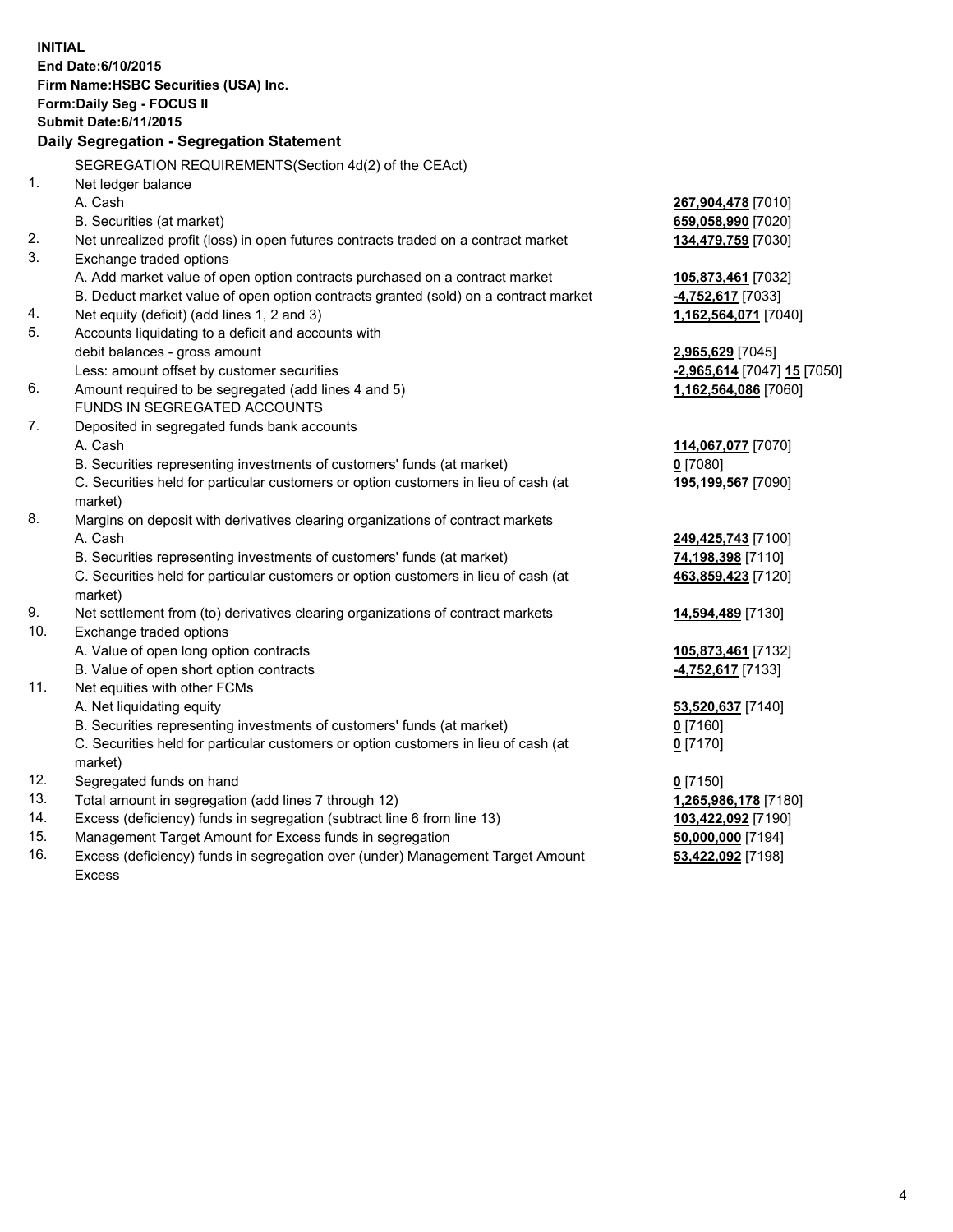**INITIAL**
**End Date:6/10/2015**
**Firm Name:HSBC Securities (USA) Inc.**
**Form:Daily Seg - FOCUS II**
**Submit Date:6/11/2015**

## Daily Segregation - Segregation Statement

SEGREGATION REQUIREMENTS(Section 4d(2) of the CEAct)

| | | |
|---|---|---|
| 1. | Net ledger balance | |
| | A. Cash | **267,904,478** [7010] |
| | B. Securities (at market) | **659,058,990** [7020] |
| 2. | Net unrealized profit (loss) in open futures contracts traded on a contract market | **134,479,759** [7030] |
| 3. | Exchange traded options | |
| | A. Add market value of open option contracts purchased on a contract market | **105,873,461** [7032] |
| | B. Deduct market value of open option contracts granted (sold) on a contract market | **-4,752,617** [7033] |
| 4. | Net equity (deficit) (add lines 1, 2 and 3) | **1,162,564,071** [7040] |
| 5. | Accounts liquidating to a deficit and accounts with | |
| | debit balances - gross amount | **2,965,629** [7045] |
| | Less: amount offset by customer securities | **-2,965,614** [7047] **15** [7050] |
| 6. | Amount required to be segregated (add lines 4 and 5) | **1,162,564,086** [7060] |
| | FUNDS IN SEGREGATED ACCOUNTS | |
| 7. | Deposited in segregated funds bank accounts | |
| | A. Cash | **114,067,077** [7070] |
| | B. Securities representing investments of customers' funds (at market) | **0** [7080] |
| | C. Securities held for particular customers or option customers in lieu of cash (at market) | **195,199,567** [7090] |
| 8. | Margins on deposit with derivatives clearing organizations of contract markets | |
| | A. Cash | **249,425,743** [7100] |
| | B. Securities representing investments of customers' funds (at market) | **74,198,398** [7110] |
| | C. Securities held for particular customers or option customers in lieu of cash (at market) | **463,859,423** [7120] |
| 9. | Net settlement from (to) derivatives clearing organizations of contract markets | **14,594,489** [7130] |
| 10. | Exchange traded options | |
| | A. Value of open long option contracts | **105,873,461** [7132] |
| | B. Value of open short option contracts | **-4,752,617** [7133] |
| 11. | Net equities with other FCMs | |
| | A. Net liquidating equity | **53,520,637** [7140] |
| | B. Securities representing investments of customers' funds (at market) | **0** [7160] |
| | C. Securities held for particular customers or option customers in lieu of cash (at market) | **0** [7170] |
| 12. | Segregated funds on hand | **0** [7150] |
| 13. | Total amount in segregation (add lines 7 through 12) | **1,265,986,178** [7180] |
| 14. | Excess (deficiency) funds in segregation (subtract line 6 from line 13) | **103,422,092** [7190] |
| 15. | Management Target Amount for Excess funds in segregation | **50,000,000** [7194] |
| 16. | Excess (deficiency) funds in segregation over (under) Management Target Amount Excess | **53,422,092** [7198] |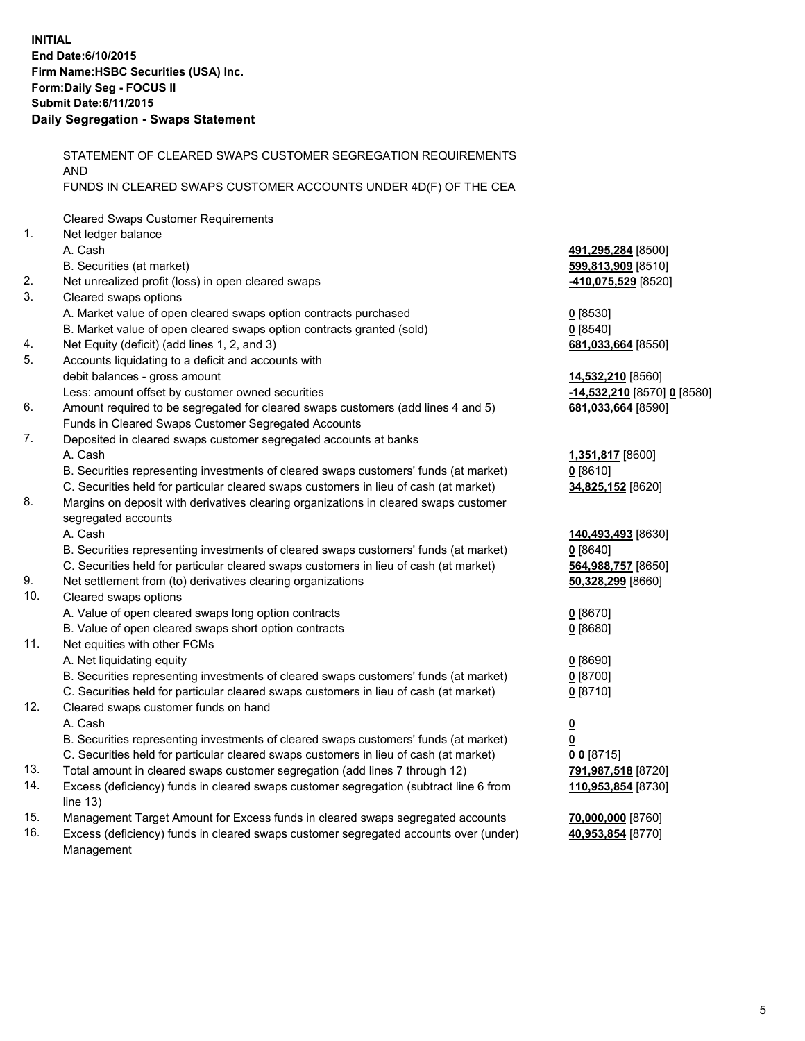**INITIAL**
**End Date:6/10/2015**
**Firm Name:HSBC Securities (USA) Inc.**
**Form:Daily Seg - FOCUS II**
**Submit Date:6/11/2015**
**Daily Segregation - Swaps Statement**

STATEMENT OF CLEARED SWAPS CUSTOMER SEGREGATION REQUIREMENTS AND FUNDS IN CLEARED SWAPS CUSTOMER ACCOUNTS UNDER 4D(F) OF THE CEA

| | | |
|---|---|---|
| | Cleared Swaps Customer Requirements | |
| 1. | Net ledger balance | |
| | A. Cash | **491,295,284** [8500] |
| | B. Securities (at market) | **599,813,909** [8510] |
| 2. | Net unrealized profit (loss) in open cleared swaps | **-410,075,529** [8520] |
| 3. | Cleared swaps options | |
| | A. Market value of open cleared swaps option contracts purchased | **0** [8530] |
| | B. Market value of open cleared swaps option contracts granted (sold) | **0** [8540] |
| 4. | Net Equity (deficit) (add lines 1, 2, and 3) | **681,033,664** [8550] |
| 5. | Accounts liquidating to a deficit and accounts with | |
| | debit balances - gross amount | **14,532,210** [8560] |
| | Less: amount offset by customer owned securities | **-14,532,210** [8570] **0** [8580] |
| 6. | Amount required to be segregated for cleared swaps customers (add lines 4 and 5) | **681,033,664** [8590] |
| | Funds in Cleared Swaps Customer Segregated Accounts | |
| 7. | Deposited in cleared swaps customer segregated accounts at banks | |
| | A. Cash | **1,351,817** [8600] |
| | B. Securities representing investments of cleared swaps customers' funds (at market) | **0** [8610] |
| | C. Securities held for particular cleared swaps customers in lieu of cash (at market) | **34,825,152** [8620] |
| 8. | Margins on deposit with derivatives clearing organizations in cleared swaps customer segregated accounts | |
| | A. Cash | **140,493,493** [8630] |
| | B. Securities representing investments of cleared swaps customers' funds (at market) | **0** [8640] |
| | C. Securities held for particular cleared swaps customers in lieu of cash (at market) | **564,988,757** [8650] |
| 9. | Net settlement from (to) derivatives clearing organizations | **50,328,299** [8660] |
| 10. | Cleared swaps options | |
| | A. Value of open cleared swaps long option contracts | **0** [8670] |
| | B. Value of open cleared swaps short option contracts | **0** [8680] |
| 11. | Net equities with other FCMs | |
| | A. Net liquidating equity | **0** [8690] |
| | B. Securities representing investments of cleared swaps customers' funds (at market) | **0** [8700] |
| | C. Securities held for particular cleared swaps customers in lieu of cash (at market) | **0** [8710] |
| 12. | Cleared swaps customer funds on hand | |
| | A. Cash | **0** |
| | B. Securities representing investments of cleared swaps customers' funds (at market) | **0** |
| | C. Securities held for particular cleared swaps customers in lieu of cash (at market) | **0** **0** [8715] |
| 13. | Total amount in cleared swaps customer segregation (add lines 7 through 12) | **791,987,518** [8720] |
| 14. | Excess (deficiency) funds in cleared swaps customer segregation (subtract line 6 from line 13) | **110,953,854** [8730] |
| 15. | Management Target Amount for Excess funds in cleared swaps segregated accounts | **70,000,000** [8760] |
| 16. | Excess (deficiency) funds in cleared swaps customer segregated accounts over (under) Management | **40,953,854** [8770] |